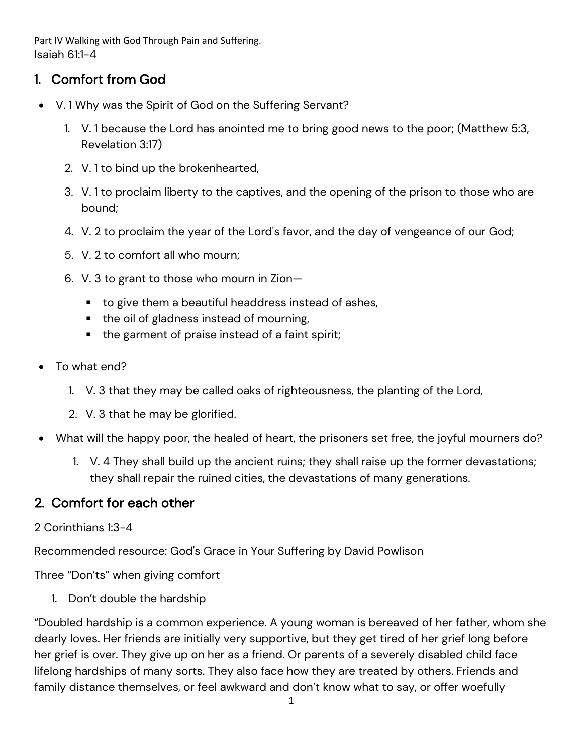Part IV Walking with God Through Pain and Suffering.
Isaiah 61:1-4

## 1. Comfort from God

- V. 1 Why was the Spirit of God on the Suffering Servant?
    1. V. 1 because the Lord has anointed me to bring good news to the poor; (Matthew 5:3, Revelation 3:17)
    2. V. 1 to bind up the brokenhearted,
    3. V. 1 to proclaim liberty to the captives, and the opening of the prison to those who are bound;
    4. V. 2 to proclaim the year of the Lord's favor, and the day of vengeance of our God;
    5. V. 2 to comfort all who mourn;
    6. V. 3 to grant to those who mourn in Zion—
        - to give them a beautiful headdress instead of ashes,
        - the oil of gladness instead of mourning,
        - the garment of praise instead of a faint spirit;
- To what end?
    1. V. 3 that they may be called oaks of righteousness, the planting of the Lord,
    2. V. 3 that he may be glorified.
- What will the happy poor, the healed of heart, the prisoners set free, the joyful mourners do?
    1. V. 4 They shall build up the ancient ruins; they shall raise up the former devastations; they shall repair the ruined cities, the devastations of many generations.

## 2. Comfort for each other

2 Corinthians 1:3-4

Recommended resource: God's Grace in Your Suffering by David Powlison

Three "Don'ts" when giving comfort

1. Don't double the hardship

"Doubled hardship is a common experience. A young woman is bereaved of her father, whom she dearly loves. Her friends are initially very supportive, but they get tired of her grief long before her grief is over. They give up on her as a friend. Or parents of a severely disabled child face lifelong hardships of many sorts. They also face how they are treated by others. Friends and family distance themselves, or feel awkward and don't know what to say, or offer woefully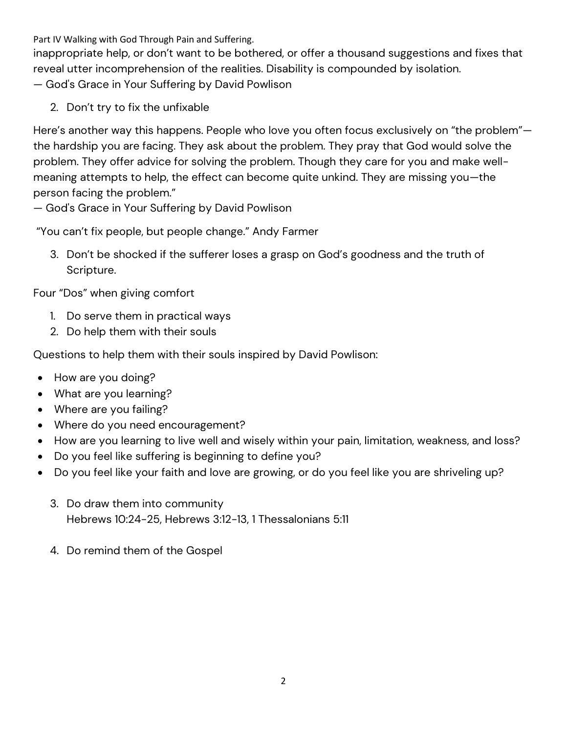inappropriate help, or don't want to be bothered, or offer a thousand suggestions and fixes that reveal utter incomprehension of the realities. Disability is compounded by isolation.
— God's Grace in Your Suffering by David Powlison

2. Don't try to fix the unfixable

Here's another way this happens. People who love you often focus exclusively on "the problem"—the hardship you are facing. They ask about the problem. They pray that God would solve the problem. They offer advice for solving the problem. Though they care for you and make well-meaning attempts to help, the effect can become quite unkind. They are missing you—the person facing the problem."
— God's Grace in Your Suffering by David Powlison

"You can't fix people, but people change." Andy Farmer

3. Don't be shocked if the sufferer loses a grasp on God's goodness and the truth of Scripture.

Four "Dos" when giving comfort

1. Do serve them in practical ways
2. Do help them with their souls

Questions to help them with their souls inspired by David Powlison:

- How are you doing?
- What are you learning?
- Where are you failing?
- Where do you need encouragement?
- How are you learning to live well and wisely within your pain, limitation, weakness, and loss?
- Do you feel like suffering is beginning to define you?
- Do you feel like your faith and love are growing, or do you feel like you are shriveling up?

3. Do draw them into community
   Hebrews 10:24-25, Hebrews 3:12-13, 1 Thessalonians 5:11

4. Do remind them of the Gospel